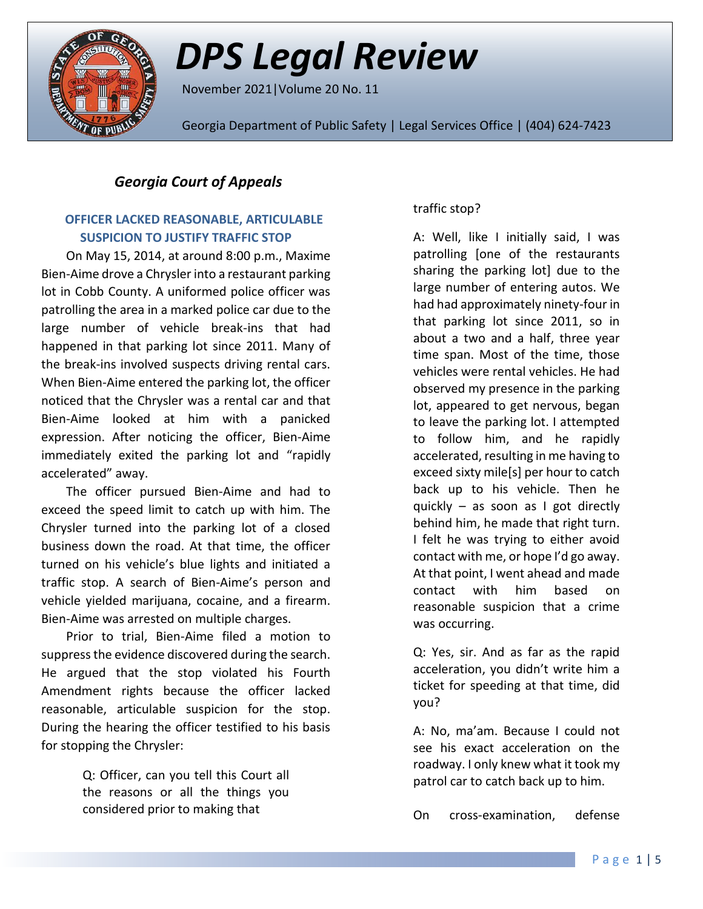# DPS Legal Review

November 2021|Volume 20 No. 11

Georgia Department of Public Safety | Legal Services Office | (404) 624-7423

## *Georgia Court of Appeals*

### OFFICER LACKED REASONABLE, ARTICULABLE SUSPICION TO JUSTIFY TRAFFIC STOP

On May 15, 2014, at around 8:00 p.m., Maxime Bien-Aime drove a Chrysler into a restaurant parking lot in Cobb County. A uniformed police officer was patrolling the area in a marked police car due to the large number of vehicle break-ins that had happened in that parking lot since 2011. Many of the break-ins involved suspects driving rental cars. When Bien-Aime entered the parking lot, the officer noticed that the Chrysler was a rental car and that Bien-Aime looked at him with a panicked expression. After noticing the officer, Bien-Aime immediately exited the parking lot and "rapidly accelerated" away.

The officer pursued Bien-Aime and had to exceed the speed limit to catch up with him. The Chrysler turned into the parking lot of a closed business down the road. At that time, the officer turned on his vehicle's blue lights and initiated a traffic stop. A search of Bien-Aime's person and vehicle yielded marijuana, cocaine, and a firearm. Bien-Aime was arrested on multiple charges.

Prior to trial, Bien-Aime filed a motion to suppress the evidence discovered during the search. He argued that the stop violated his Fourth Amendment rights because the officer lacked reasonable, articulable suspicion for the stop. During the hearing the officer testified to his basis for stopping the Chrysler:

> Q: Officer, can you tell this Court all the reasons or all the things you considered prior to making that traffic stop?
>
> A: Well, like I initially said, I was patrolling [one of the restaurants sharing the parking lot] due to the large number of entering autos. We had had approximately ninety-four in that parking lot since 2011, so in about a two and a half, three year time span. Most of the time, those vehicles were rental vehicles. He had observed my presence in the parking lot, appeared to get nervous, began to leave the parking lot. I attempted to follow him, and he rapidly accelerated, resulting in me having to exceed sixty mile[s] per hour to catch back up to his vehicle. Then he quickly – as soon as I got directly behind him, he made that right turn. I felt he was trying to either avoid contact with me, or hope I'd go away. At that point, I went ahead and made contact with him based on reasonable suspicion that a crime was occurring.
>
> Q: Yes, sir. And as far as the rapid acceleration, you didn't write him a ticket for speeding at that time, did you?
>
> A: No, ma'am. Because I could not see his exact acceleration on the roadway. I only knew what it took my patrol car to catch back up to him.

On cross-examination, defense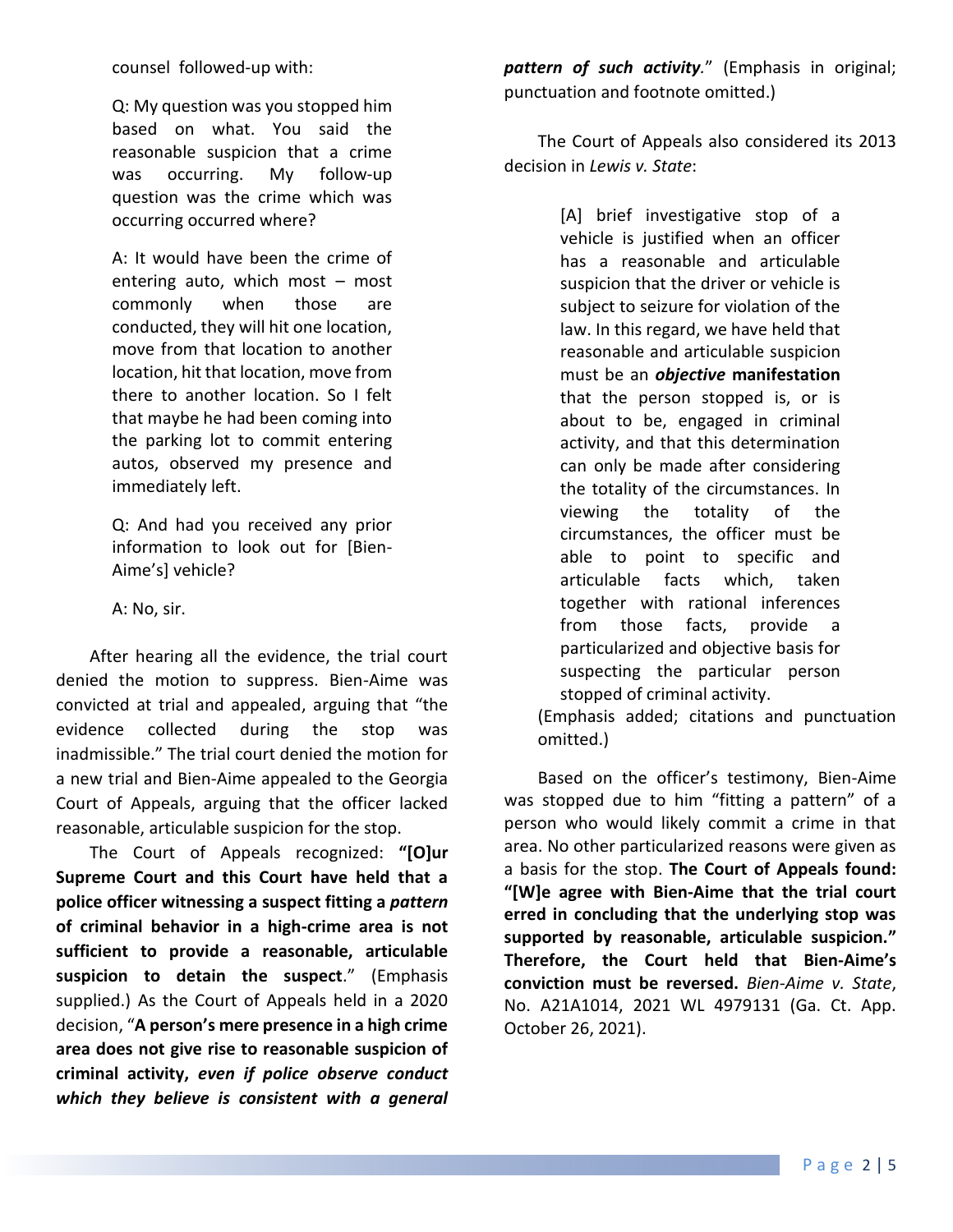counsel followed-up with:

> Q: My question was you stopped him based on what. You said the reasonable suspicion that a crime was occurring. My follow-up question was the crime which was occurring occurred where?
>
> A: It would have been the crime of entering auto, which most – most commonly when those are conducted, they will hit one location, move from that location to another location, hit that location, move from there to another location. So I felt that maybe he had been coming into the parking lot to commit entering autos, observed my presence and immediately left.
>
> Q: And had you received any prior information to look out for [Bien-Aime's] vehicle?
>
> A: No, sir.

After hearing all the evidence, the trial court denied the motion to suppress. Bien-Aime was convicted at trial and appealed, arguing that "the evidence collected during the stop was inadmissible." The trial court denied the motion for a new trial and Bien-Aime appealed to the Georgia Court of Appeals, arguing that the officer lacked reasonable, articulable suspicion for the stop.

The Court of Appeals recognized: **"[O]ur Supreme Court and this Court have held that a police officer witnessing a suspect fitting a *pattern* of criminal behavior in a high-crime area is not sufficient to provide a reasonable, articulable suspicion to detain the suspect**." (Emphasis supplied.) As the Court of Appeals held in a 2020 decision, "**A person's mere presence in a high crime area does not give rise to reasonable suspicion of criminal activity, *even if police observe conduct which they believe is consistent with a general pattern of such activity*.**" (Emphasis in original; punctuation and footnote omitted.)

The Court of Appeals also considered its 2013 decision in *Lewis v. State*:

> [A] brief investigative stop of a vehicle is justified when an officer has a reasonable and articulable suspicion that the driver or vehicle is subject to seizure for violation of the law. In this regard, we have held that reasonable and articulable suspicion must be an ***objective* manifestation** that the person stopped is, or is about to be, engaged in criminal activity, and that this determination can only be made after considering the totality of the circumstances. In viewing the totality of the circumstances, the officer must be able to point to specific and articulable facts which, taken together with rational inferences from those facts, provide a particularized and objective basis for suspecting the particular person stopped of criminal activity.

(Emphasis added; citations and punctuation omitted.)

Based on the officer's testimony, Bien-Aime was stopped due to him "fitting a pattern" of a person who would likely commit a crime in that area. No other particularized reasons were given as a basis for the stop. **The Court of Appeals found: "[W]e agree with Bien-Aime that the trial court erred in concluding that the underlying stop was supported by reasonable, articulable suspicion." Therefore, the Court held that Bien-Aime's conviction must be reversed.** *Bien-Aime v. State*, No. A21A1014, 2021 WL 4979131 (Ga. Ct. App. October 26, 2021).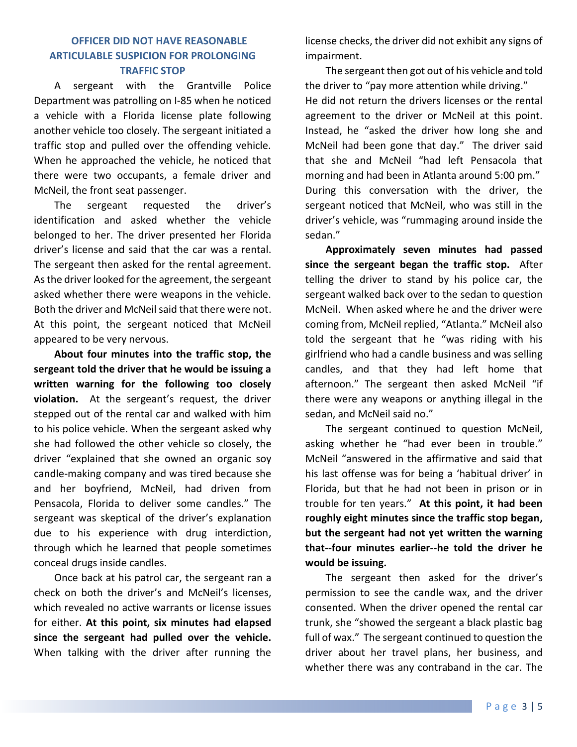## OFFICER DID NOT HAVE REASONABLE ARTICULABLE SUSPICION FOR PROLONGING TRAFFIC STOP

A sergeant with the Grantville Police Department was patrolling on I-85 when he noticed a vehicle with a Florida license plate following another vehicle too closely. The sergeant initiated a traffic stop and pulled over the offending vehicle. When he approached the vehicle, he noticed that there were two occupants, a female driver and McNeil, the front seat passenger.

The sergeant requested the driver's identification and asked whether the vehicle belonged to her. The driver presented her Florida driver's license and said that the car was a rental. The sergeant then asked for the rental agreement. As the driver looked for the agreement, the sergeant asked whether there were weapons in the vehicle. Both the driver and McNeil said that there were not. At this point, the sergeant noticed that McNeil appeared to be very nervous.

**About four minutes into the traffic stop, the sergeant told the driver that he would be issuing a written warning for the following too closely violation.** At the sergeant's request, the driver stepped out of the rental car and walked with him to his police vehicle. When the sergeant asked why she had followed the other vehicle so closely, the driver "explained that she owned an organic soy candle-making company and was tired because she and her boyfriend, McNeil, had driven from Pensacola, Florida to deliver some candles." The sergeant was skeptical of the driver's explanation due to his experience with drug interdiction, through which he learned that people sometimes conceal drugs inside candles.

Once back at his patrol car, the sergeant ran a check on both the driver's and McNeil's licenses, which revealed no active warrants or license issues for either. **At this point, six minutes had elapsed since the sergeant had pulled over the vehicle.** When talking with the driver after running the license checks, the driver did not exhibit any signs of impairment.

The sergeant then got out of his vehicle and told the driver to "pay more attention while driving." He did not return the drivers licenses or the rental agreement to the driver or McNeil at this point. Instead, he "asked the driver how long she and McNeil had been gone that day." The driver said that she and McNeil "had left Pensacola that morning and had been in Atlanta around 5:00 pm." During this conversation with the driver, the sergeant noticed that McNeil, who was still in the driver's vehicle, was "rummaging around inside the sedan."

**Approximately seven minutes had passed since the sergeant began the traffic stop.** After telling the driver to stand by his police car, the sergeant walked back over to the sedan to question McNeil. When asked where he and the driver were coming from, McNeil replied, "Atlanta." McNeil also told the sergeant that he "was riding with his girlfriend who had a candle business and was selling candles, and that they had left home that afternoon." The sergeant then asked McNeil "if there were any weapons or anything illegal in the sedan, and McNeil said no."

The sergeant continued to question McNeil, asking whether he "had ever been in trouble." McNeil "answered in the affirmative and said that his last offense was for being a 'habitual driver' in Florida, but that he had not been in prison or in trouble for ten years." **At this point, it had been roughly eight minutes since the traffic stop began, but the sergeant had not yet written the warning that--four minutes earlier--he told the driver he would be issuing.**

The sergeant then asked for the driver's permission to see the candle wax, and the driver consented. When the driver opened the rental car trunk, she "showed the sergeant a black plastic bag full of wax." The sergeant continued to question the driver about her travel plans, her business, and whether there was any contraband in the car. The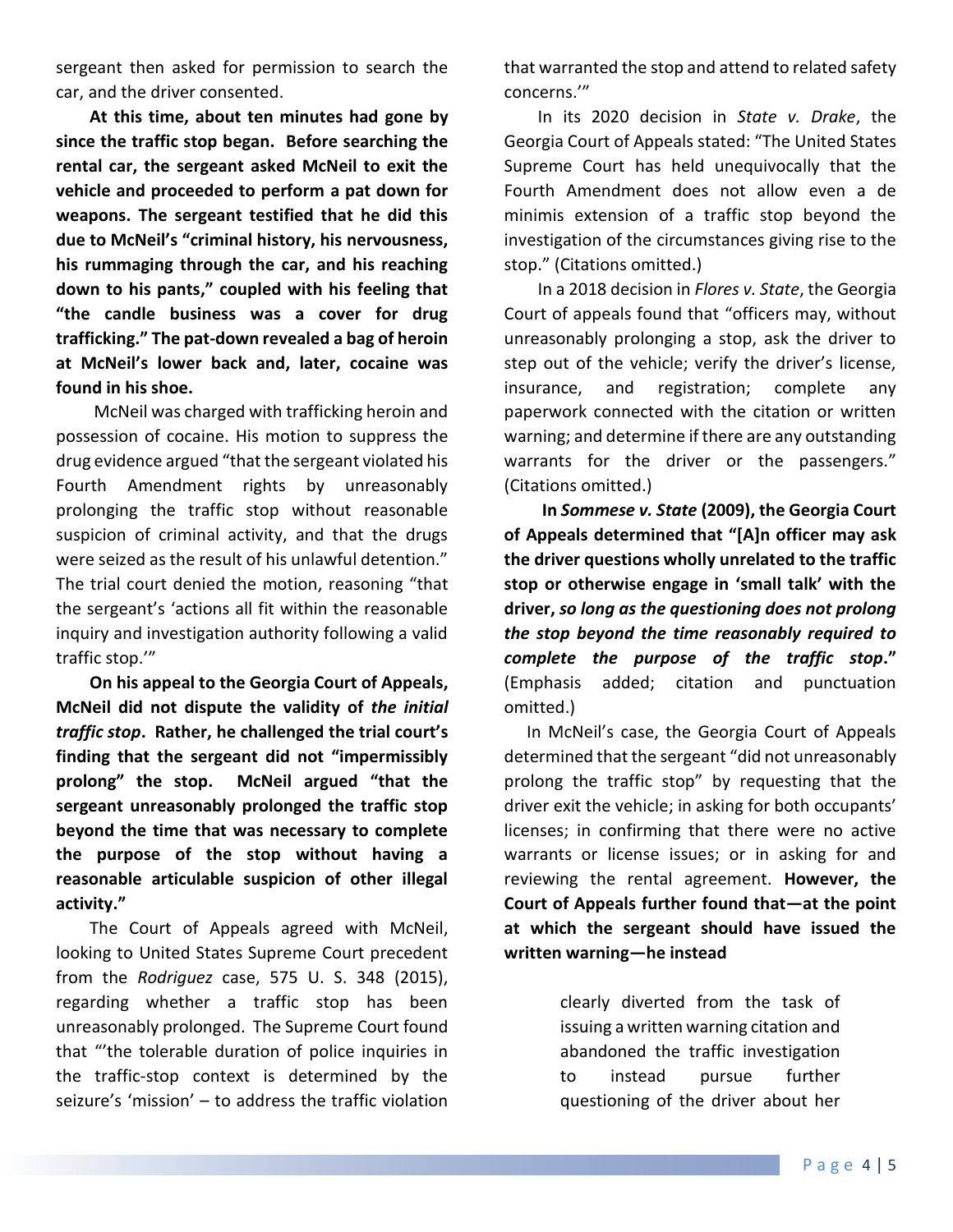sergeant then asked for permission to search the car, and the driver consented.

**At this time, about ten minutes had gone by since the traffic stop began. Before searching the rental car, the sergeant asked McNeil to exit the vehicle and proceeded to perform a pat down for weapons. The sergeant testified that he did this due to McNeil's "criminal history, his nervousness, his rummaging through the car, and his reaching down to his pants," coupled with his feeling that "the candle business was a cover for drug trafficking." The pat-down revealed a bag of heroin at McNeil's lower back and, later, cocaine was found in his shoe.**

McNeil was charged with trafficking heroin and possession of cocaine. His motion to suppress the drug evidence argued "that the sergeant violated his Fourth Amendment rights by unreasonably prolonging the traffic stop without reasonable suspicion of criminal activity, and that the drugs were seized as the result of his unlawful detention." The trial court denied the motion, reasoning "that the sergeant's 'actions all fit within the reasonable inquiry and investigation authority following a valid traffic stop.'"

**On his appeal to the Georgia Court of Appeals, McNeil did not dispute the validity of *the initial traffic stop*. Rather, he challenged the trial court's finding that the sergeant did not "impermissibly prolong" the stop. McNeil argued "that the sergeant unreasonably prolonged the traffic stop beyond the time that was necessary to complete the purpose of the stop without having a reasonable articulable suspicion of other illegal activity."**

The Court of Appeals agreed with McNeil, looking to United States Supreme Court precedent from the *Rodriguez* case, 575 U. S. 348 (2015), regarding whether a traffic stop has been unreasonably prolonged. The Supreme Court found that "'the tolerable duration of police inquiries in the traffic-stop context is determined by the seizure's 'mission' – to address the traffic violation that warranted the stop and attend to related safety concerns.'"

In its 2020 decision in *State v. Drake*, the Georgia Court of Appeals stated: "The United States Supreme Court has held unequivocally that the Fourth Amendment does not allow even a de minimis extension of a traffic stop beyond the investigation of the circumstances giving rise to the stop." (Citations omitted.)

In a 2018 decision in *Flores v. State*, the Georgia Court of appeals found that "officers may, without unreasonably prolonging a stop, ask the driver to step out of the vehicle; verify the driver's license, insurance, and registration; complete any paperwork connected with the citation or written warning; and determine if there are any outstanding warrants for the driver or the passengers." (Citations omitted.)

**In *Sommese v. State* (2009), the Georgia Court of Appeals determined that "[A]n officer may ask the driver questions wholly unrelated to the traffic stop or otherwise engage in 'small talk' with the driver, *so long as the questioning does not prolong the stop beyond the time reasonably required to complete the purpose of the traffic stop*."** (Emphasis added; citation and punctuation omitted.)

In McNeil's case, the Georgia Court of Appeals determined that the sergeant "did not unreasonably prolong the traffic stop" by requesting that the driver exit the vehicle; in asking for both occupants' licenses; in confirming that there were no active warrants or license issues; or in asking for and reviewing the rental agreement. **However, the Court of Appeals further found that—at the point at which the sergeant should have issued the written warning—he instead**

> clearly diverted from the task of issuing a written warning citation and abandoned the traffic investigation to instead pursue further questioning of the driver about her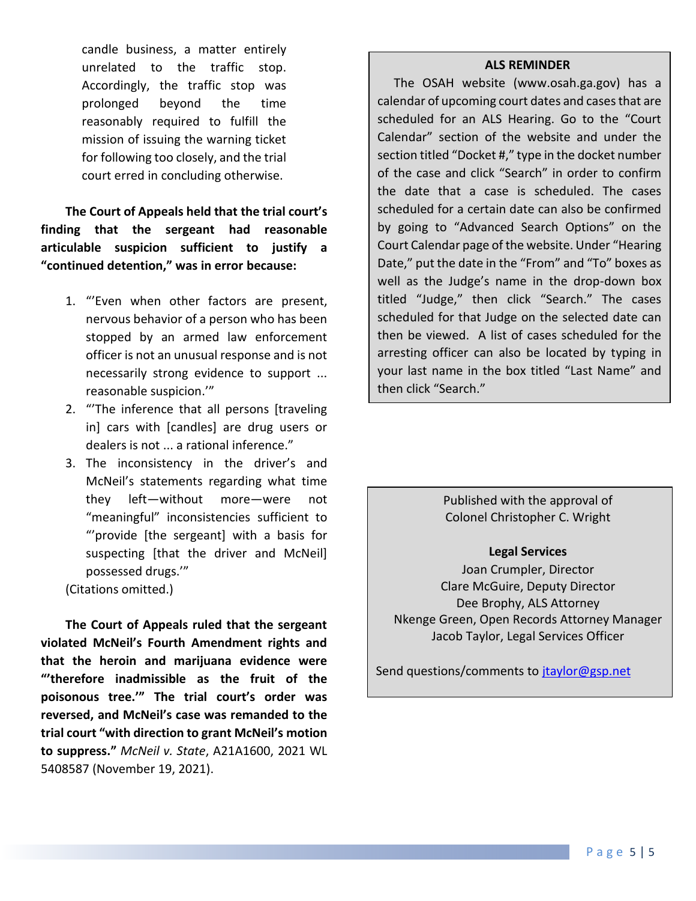candle business, a matter entirely unrelated to the traffic stop. Accordingly, the traffic stop was prolonged beyond the time reasonably required to fulfill the mission of issuing the warning ticket for following too closely, and the trial court erred in concluding otherwise.

**The Court of Appeals held that the trial court's finding that the sergeant had reasonable articulable suspicion sufficient to justify a "continued detention," was in error because:**

1. "'Even when other factors are present, nervous behavior of a person who has been stopped by an armed law enforcement officer is not an unusual response and is not necessarily strong evidence to support ... reasonable suspicion.'"
2. "'The inference that all persons [traveling in] cars with [candles] are drug users or dealers is not ... a rational inference."
3. The inconsistency in the driver's and McNeil's statements regarding what time they left—without more—were not "meaningful" inconsistencies sufficient to "'provide [the sergeant] with a basis for suspecting [that the driver and McNeil] possessed drugs.'"

(Citations omitted.)

**The Court of Appeals ruled that the sergeant violated McNeil's Fourth Amendment rights and that the heroin and marijuana evidence were "'therefore inadmissible as the fruit of the poisonous tree.'" The trial court's order was reversed, and McNeil's case was remanded to the trial court "with direction to grant McNeil's motion to suppress."** *McNeil v. State*, A21A1600, 2021 WL 5408587 (November 19, 2021).

**ALS REMINDER**

The OSAH website (www.osah.ga.gov) has a calendar of upcoming court dates and cases that are scheduled for an ALS Hearing. Go to the "Court Calendar" section of the website and under the section titled "Docket #," type in the docket number of the case and click "Search" in order to confirm the date that a case is scheduled. The cases scheduled for a certain date can also be confirmed by going to "Advanced Search Options" on the Court Calendar page of the website. Under "Hearing Date," put the date in the "From" and "To" boxes as well as the Judge's name in the drop-down box titled "Judge," then click "Search." The cases scheduled for that Judge on the selected date can then be viewed. A list of cases scheduled for the arresting officer can also be located by typing in your last name in the box titled "Last Name" and then click "Search."

Published with the approval of
Colonel Christopher C. Wright

**Legal Services**

Joan Crumpler, Director
Clare McGuire, Deputy Director
Dee Brophy, ALS Attorney
Nkenge Green, Open Records Attorney Manager
Jacob Taylor, Legal Services Officer

Send questions/comments to jtaylor@gsp.net